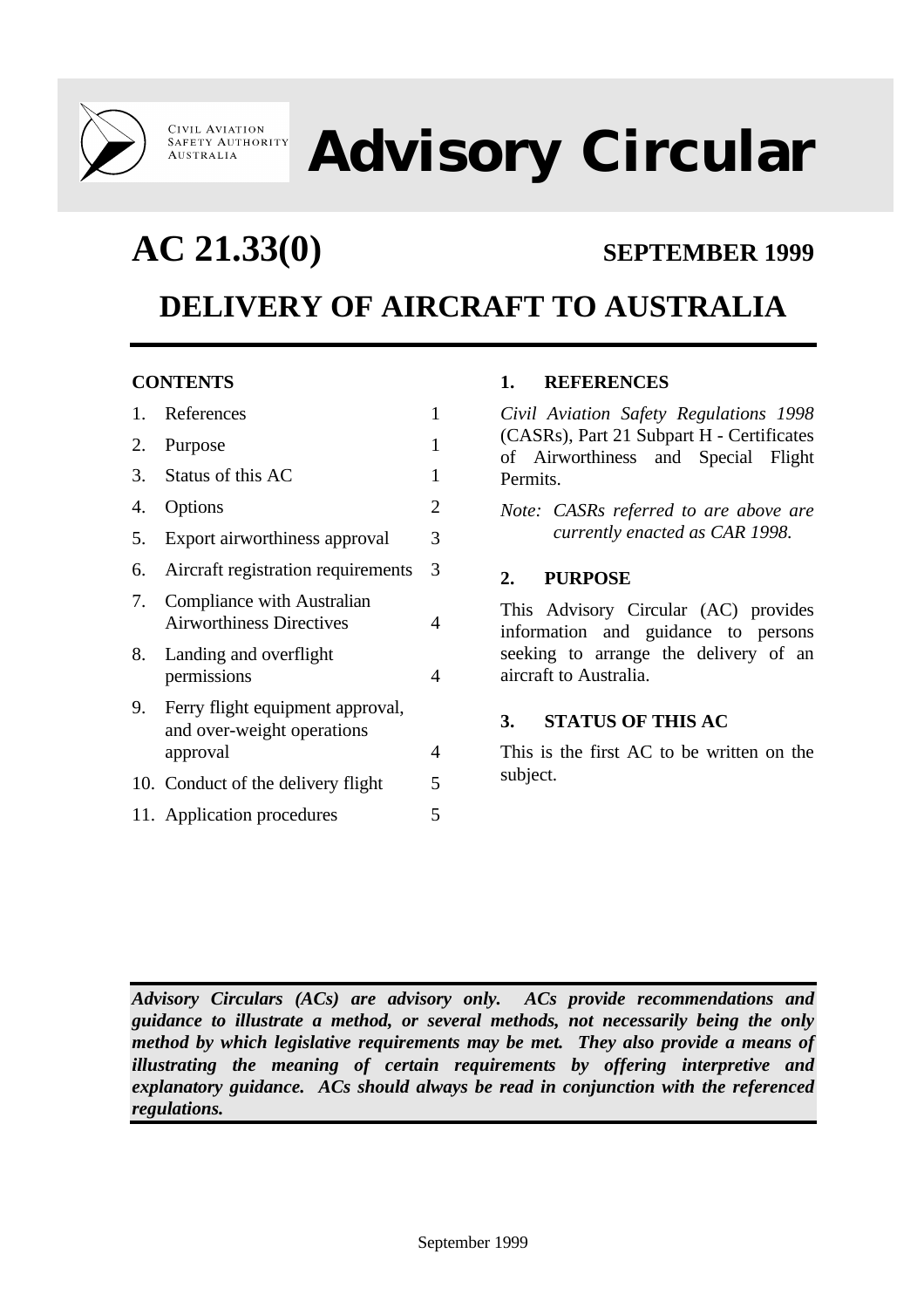CIVIL AVIATION SAFETY AUTHORITY AUSTRALIA

# Advisory Circular

## AC 21.33(0) SEPTEMBER 1999

# DELIVERY OF AIRCRAFT TO AUSTRALIA

**CONTENTS**

| | | |
|---|---|---|
| 1. | References | 1 |
| 2. | Purpose | 1 |
| 3. | Status of this AC | 1 |
| 4. | Options | 2 |
| 5. | Export airworthiness approval | 3 |
| 6. | Aircraft registration requirements | 3 |
| 7. | Compliance with Australian Airworthiness Directives | 4 |
| 8. | Landing and overflight permissions | 4 |
| 9. | Ferry flight equipment approval, and over-weight operations approval | 4 |
| 10. | Conduct of the delivery flight | 5 |
| 11. | Application procedures | 5 |

### 1. REFERENCES

*Civil Aviation Safety Regulations 1998* (CASRs), Part 21 Subpart H - Certificates of Airworthiness and Special Flight Permits.

*Note: CASRs referred to are above are currently enacted as CAR 1998.*

### 2. PURPOSE

This Advisory Circular (AC) provides information and guidance to persons seeking to arrange the delivery of an aircraft to Australia.

### 3. STATUS OF THIS AC

This is the first AC to be written on the subject.

***Advisory Circulars (ACs) are advisory only. ACs provide recommendations and guidance to illustrate a method, or several methods, not necessarily being the only method by which legislative requirements may be met. They also provide a means of illustrating the meaning of certain requirements by offering interpretive and explanatory guidance. ACs should always be read in conjunction with the referenced regulations.***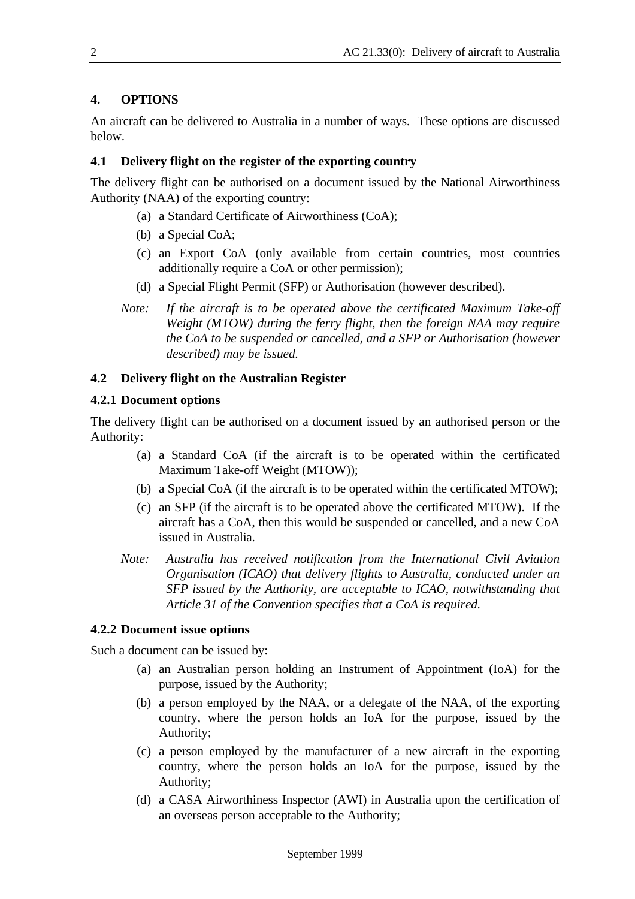## 4. OPTIONS

An aircraft can be delivered to Australia in a number of ways. These options are discussed below.

### 4.1 Delivery flight on the register of the exporting country

The delivery flight can be authorised on a document issued by the National Airworthiness Authority (NAA) of the exporting country:

(a) a Standard Certificate of Airworthiness (CoA);

(b) a Special CoA;

(c) an Export CoA (only available from certain countries, most countries additionally require a CoA or other permission);

(d) a Special Flight Permit (SFP) or Authorisation (however described).

*Note: If the aircraft is to be operated above the certificated Maximum Take-off Weight (MTOW) during the ferry flight, then the foreign NAA may require the CoA to be suspended or cancelled, and a SFP or Authorisation (however described) may be issued.*

### 4.2 Delivery flight on the Australian Register

#### 4.2.1 Document options

The delivery flight can be authorised on a document issued by an authorised person or the Authority:

(a) a Standard CoA (if the aircraft is to be operated within the certificated Maximum Take-off Weight (MTOW));

(b) a Special CoA (if the aircraft is to be operated within the certificated MTOW);

(c) an SFP (if the aircraft is to be operated above the certificated MTOW). If the aircraft has a CoA, then this would be suspended or cancelled, and a new CoA issued in Australia.

*Note: Australia has received notification from the International Civil Aviation Organisation (ICAO) that delivery flights to Australia, conducted under an SFP issued by the Authority, are acceptable to ICAO, notwithstanding that Article 31 of the Convention specifies that a CoA is required.*

#### 4.2.2 Document issue options

Such a document can be issued by:

(a) an Australian person holding an Instrument of Appointment (IoA) for the purpose, issued by the Authority;

(b) a person employed by the NAA, or a delegate of the NAA, of the exporting country, where the person holds an IoA for the purpose, issued by the Authority;

(c) a person employed by the manufacturer of a new aircraft in the exporting country, where the person holds an IoA for the purpose, issued by the Authority;

(d) a CASA Airworthiness Inspector (AWI) in Australia upon the certification of an overseas person acceptable to the Authority;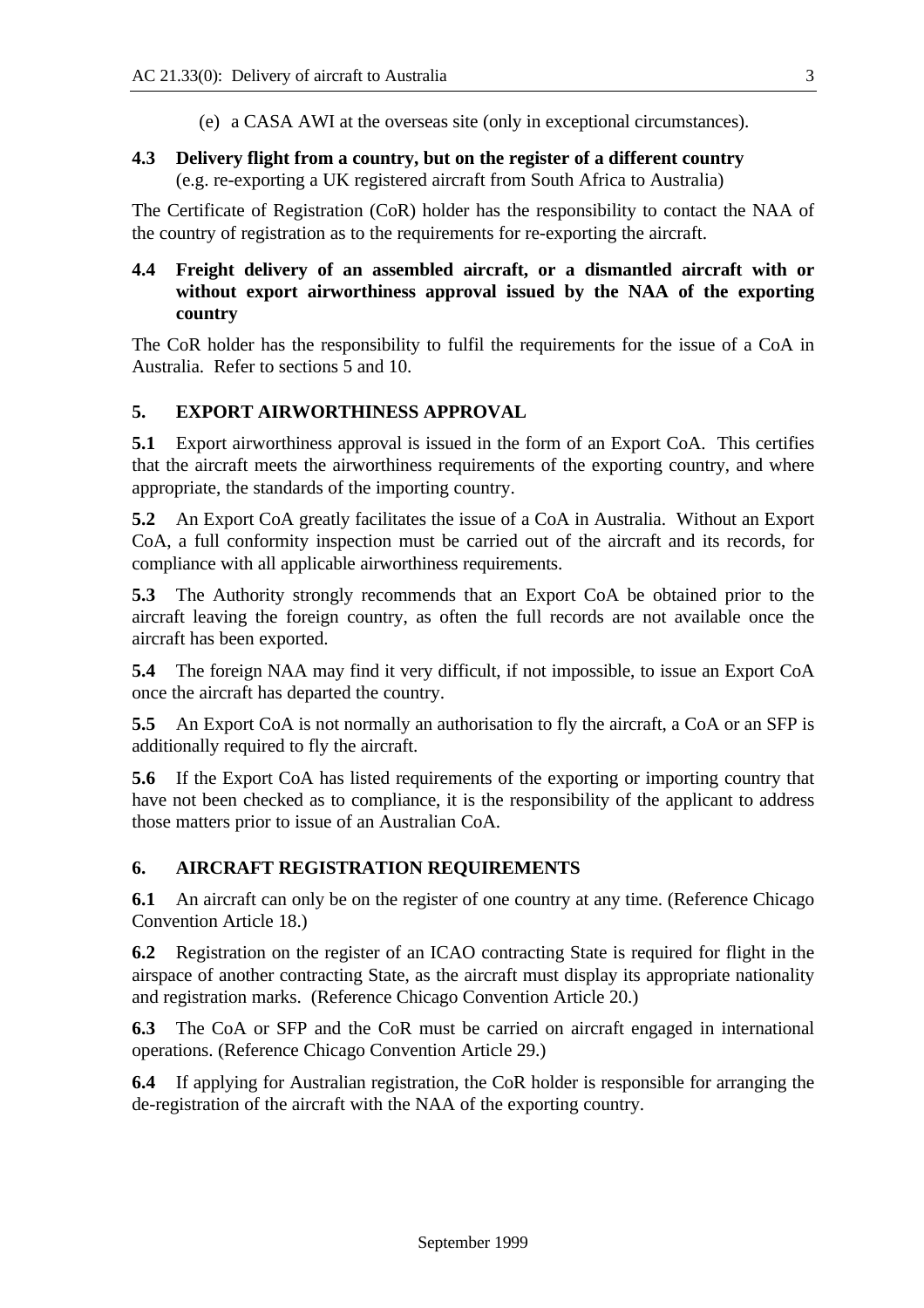(e) a CASA AWI at the overseas site (only in exceptional circumstances).

### 4.3 Delivery flight from a country, but on the register of a different country

(e.g. re-exporting a UK registered aircraft from South Africa to Australia)

The Certificate of Registration (CoR) holder has the responsibility to contact the NAA of the country of registration as to the requirements for re-exporting the aircraft.

### 4.4 Freight delivery of an assembled aircraft, or a dismantled aircraft with or without export airworthiness approval issued by the NAA of the exporting country

The CoR holder has the responsibility to fulfil the requirements for the issue of a CoA in Australia. Refer to sections 5 and 10.

## 5. EXPORT AIRWORTHINESS APPROVAL

**5.1** Export airworthiness approval is issued in the form of an Export CoA. This certifies that the aircraft meets the airworthiness requirements of the exporting country, and where appropriate, the standards of the importing country.

**5.2** An Export CoA greatly facilitates the issue of a CoA in Australia. Without an Export CoA, a full conformity inspection must be carried out of the aircraft and its records, for compliance with all applicable airworthiness requirements.

**5.3** The Authority strongly recommends that an Export CoA be obtained prior to the aircraft leaving the foreign country, as often the full records are not available once the aircraft has been exported.

**5.4** The foreign NAA may find it very difficult, if not impossible, to issue an Export CoA once the aircraft has departed the country.

**5.5** An Export CoA is not normally an authorisation to fly the aircraft, a CoA or an SFP is additionally required to fly the aircraft.

**5.6** If the Export CoA has listed requirements of the exporting or importing country that have not been checked as to compliance, it is the responsibility of the applicant to address those matters prior to issue of an Australian CoA.

## 6. AIRCRAFT REGISTRATION REQUIREMENTS

**6.1** An aircraft can only be on the register of one country at any time. (Reference Chicago Convention Article 18.)

**6.2** Registration on the register of an ICAO contracting State is required for flight in the airspace of another contracting State, as the aircraft must display its appropriate nationality and registration marks. (Reference Chicago Convention Article 20.)

**6.3** The CoA or SFP and the CoR must be carried on aircraft engaged in international operations. (Reference Chicago Convention Article 29.)

**6.4** If applying for Australian registration, the CoR holder is responsible for arranging the de-registration of the aircraft with the NAA of the exporting country.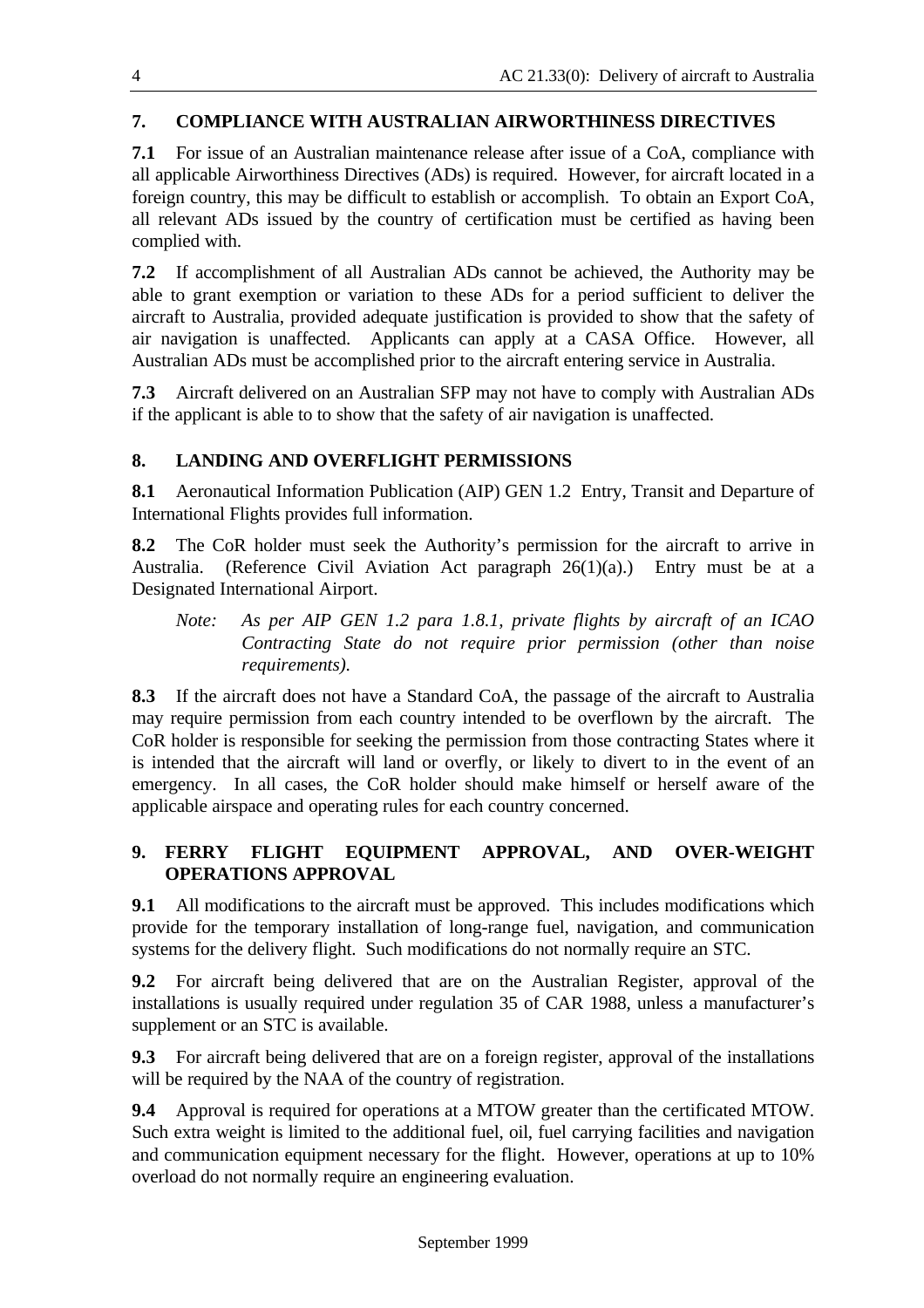## 7. COMPLIANCE WITH AUSTRALIAN AIRWORTHINESS DIRECTIVES

**7.1** For issue of an Australian maintenance release after issue of a CoA, compliance with all applicable Airworthiness Directives (ADs) is required. However, for aircraft located in a foreign country, this may be difficult to establish or accomplish. To obtain an Export CoA, all relevant ADs issued by the country of certification must be certified as having been complied with.

**7.2** If accomplishment of all Australian ADs cannot be achieved, the Authority may be able to grant exemption or variation to these ADs for a period sufficient to deliver the aircraft to Australia, provided adequate justification is provided to show that the safety of air navigation is unaffected. Applicants can apply at a CASA Office. However, all Australian ADs must be accomplished prior to the aircraft entering service in Australia.

**7.3** Aircraft delivered on an Australian SFP may not have to comply with Australian ADs if the applicant is able to to show that the safety of air navigation is unaffected.

## 8. LANDING AND OVERFLIGHT PERMISSIONS

**8.1** Aeronautical Information Publication (AIP) GEN 1.2 Entry, Transit and Departure of International Flights provides full information.

**8.2** The CoR holder must seek the Authority's permission for the aircraft to arrive in Australia. (Reference Civil Aviation Act paragraph 26(1)(a).) Entry must be at a Designated International Airport.

*Note: As per AIP GEN 1.2 para 1.8.1, private flights by aircraft of an ICAO Contracting State do not require prior permission (other than noise requirements).*

**8.3** If the aircraft does not have a Standard CoA, the passage of the aircraft to Australia may require permission from each country intended to be overflown by the aircraft. The CoR holder is responsible for seeking the permission from those contracting States where it is intended that the aircraft will land or overfly, or likely to divert to in the event of an emergency. In all cases, the CoR holder should make himself or herself aware of the applicable airspace and operating rules for each country concerned.

## 9. FERRY FLIGHT EQUIPMENT APPROVAL, AND OVER-WEIGHT OPERATIONS APPROVAL

**9.1** All modifications to the aircraft must be approved. This includes modifications which provide for the temporary installation of long-range fuel, navigation, and communication systems for the delivery flight. Such modifications do not normally require an STC.

**9.2** For aircraft being delivered that are on the Australian Register, approval of the installations is usually required under regulation 35 of CAR 1988, unless a manufacturer's supplement or an STC is available.

**9.3** For aircraft being delivered that are on a foreign register, approval of the installations will be required by the NAA of the country of registration.

**9.4** Approval is required for operations at a MTOW greater than the certificated MTOW. Such extra weight is limited to the additional fuel, oil, fuel carrying facilities and navigation and communication equipment necessary for the flight. However, operations at up to 10% overload do not normally require an engineering evaluation.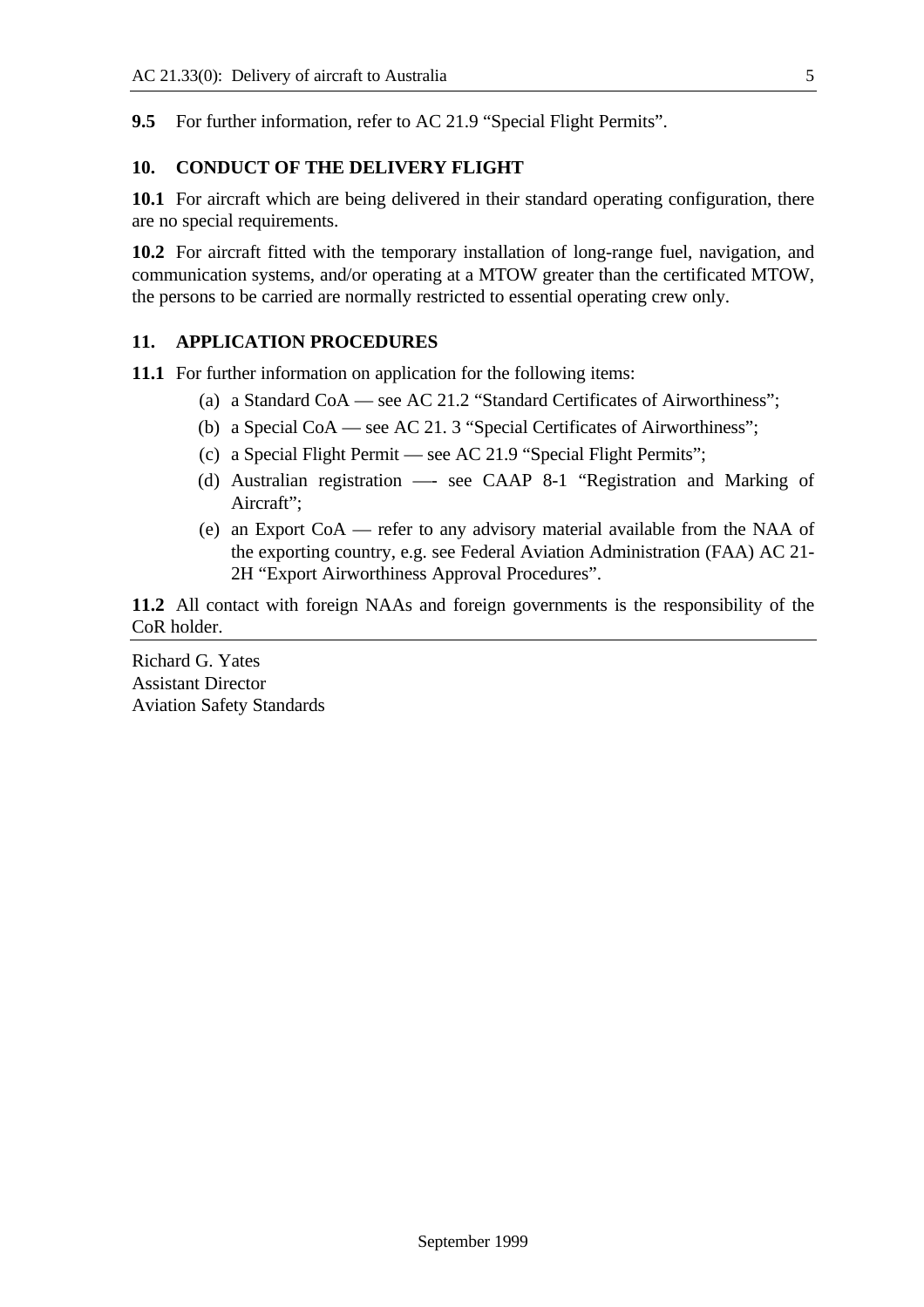**9.5** For further information, refer to AC 21.9 "Special Flight Permits".

## 10. CONDUCT OF THE DELIVERY FLIGHT

**10.1** For aircraft which are being delivered in their standard operating configuration, there are no special requirements.

**10.2** For aircraft fitted with the temporary installation of long-range fuel, navigation, and communication systems, and/or operating at a MTOW greater than the certificated MTOW, the persons to be carried are normally restricted to essential operating crew only.

## 11. APPLICATION PROCEDURES

**11.1** For further information on application for the following items:

(a) a Standard CoA — see AC 21.2 "Standard Certificates of Airworthiness";

(b) a Special CoA — see AC 21. 3 "Special Certificates of Airworthiness";

(c) a Special Flight Permit — see AC 21.9 "Special Flight Permits";

(d) Australian registration —- see CAAP 8-1 "Registration and Marking of Aircraft";

(e) an Export CoA — refer to any advisory material available from the NAA of the exporting country, e.g. see Federal Aviation Administration (FAA) AC 21-2H "Export Airworthiness Approval Procedures".

**11.2** All contact with foreign NAAs and foreign governments is the responsibility of the CoR holder.

---

Richard G. Yates
Assistant Director
Aviation Safety Standards

September 1999